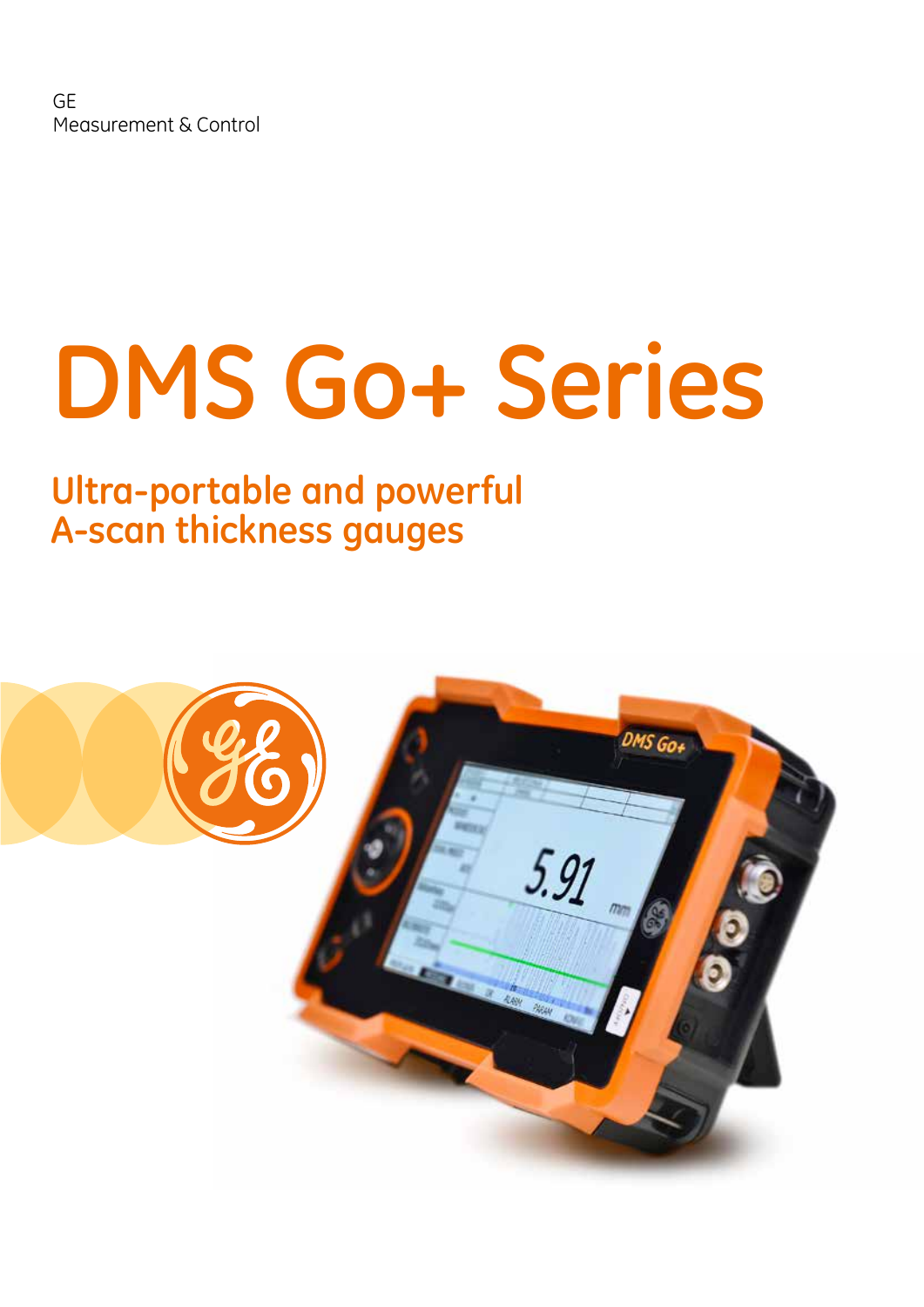GE
Measurement & Control

# DMS Go+ Series

## Ultra-portable and powerful A-scan thickness gauges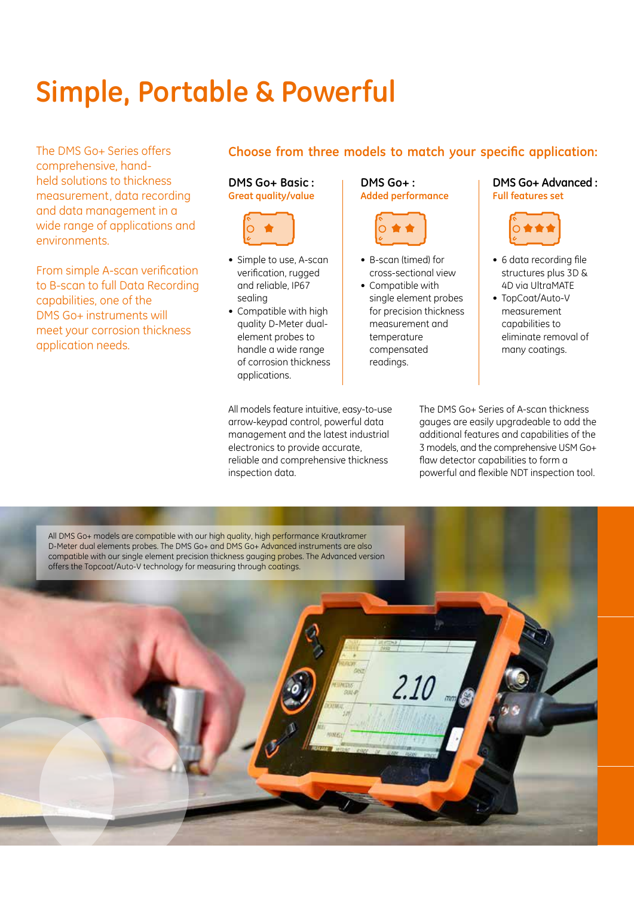# Simple, Portable & Powerful

The DMS Go+ Series offers comprehensive, hand-held solutions to thickness measurement, data recording and data management in a wide range of applications and environments.

From simple A-scan verification to B-scan to full Data Recording capabilities, one of the DMS Go+ instruments will meet your corrosion thickness application needs.

## Choose from three models to match your specific application:

### DMS Go+ Basic :
**Great quality/value**

- Simple to use, A-scan verification, rugged and reliable, IP67 sealing
- Compatible with high quality D-Meter dual-element probes to handle a wide range of corrosion thickness applications.

### DMS Go+ :
**Added performance**

- B-scan (timed) for cross-sectional view
- Compatible with single element probes for precision thickness measurement and temperature compensated readings.

### DMS Go+ Advanced :
**Full features set**

- 6 data recording file structures plus 3D & 4D via UltraMATE
- TopCoat/Auto-V measurement capabilities to eliminate removal of many coatings.

All models feature intuitive, easy-to-use arrow-keypad control, powerful data management and the latest industrial electronics to provide accurate, reliable and comprehensive thickness inspection data.

The DMS Go+ Series of A-scan thickness gauges are easily upgradeable to add the additional features and capabilities of the 3 models, and the comprehensive USM Go+ flaw detector capabilities to form a powerful and flexible NDT inspection tool.

All DMS Go+ models are compatible with our high quality, high performance Krautkramer D-Meter dual elements probes. The DMS Go+ and DMS Go+ Advanced instruments are also compatible with our single element precision thickness gauging probes. The Advanced version offers the Topcoat/Auto-V technology for measuring through coatings.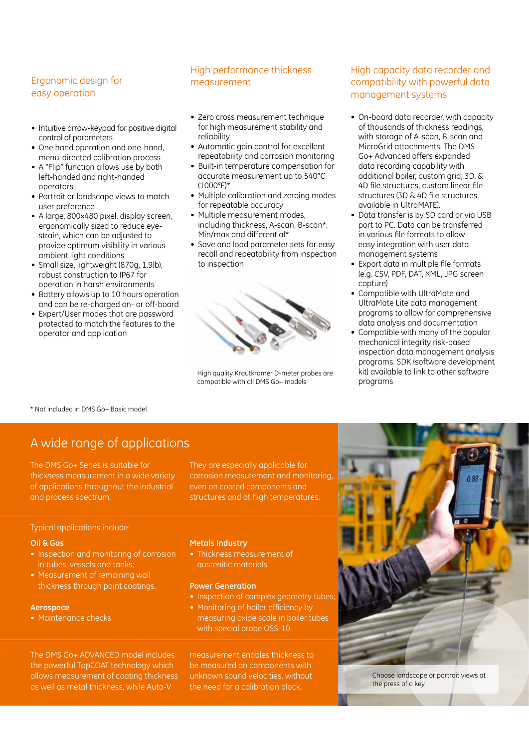## Ergonomic design for easy operation

- Intuitive arrow-keypad for positive digital control of parameters
- One hand operation and one-hand, menu-directed calibration process
- A "Flip" function allows use by both left-handed and right-handed operators
- Portrait or landscape views to match user preference
- A large, 800x480 pixel, display screen, ergonomically sized to reduce eye-strain, which can be adjusted to provide optimum visibility in various ambient light conditions
- Small size, lightweight (870g, 1.9lb), robust construction to IP67 for operation in harsh environments
- Battery allows up to 10 hours operation and can be re-charged on- or off-board
- Expert/User modes that are password protected to match the features to the operator and application

## High performance thickness measurement

- Zero cross measurement technique for high measurement stability and reliability
- Automatic gain control for excellent repeatability and corrosion monitoring
- Built-in temperature compensation for accurate measurement up to 540°C (1000°F)*
- Multiple calibration and zeroing modes for repeatable accuracy
- Multiple measurement modes, including thickness, A-scan, B-scan*, Min/max and differential*
- Save and load parameter sets for easy recall and repeatability from inspection to inspection

High quality Krautkramer D-meter probes are compatible with all DMS Go+ models

## High capacity data recorder and compatibility with powerful data management systems

- On-board data recorder, with capacity of thousands of thickness readings, with storage of A-scan, B-scan and MicroGrid attachments. The DMS Go+ Advanced offers expanded data recording capability with additional boiler, custom grid, 3D, & 4D file structures, custom linear file structures (3D & 4D file structures, available in UltraMATE).
- Data transfer is by SD card or via USB port to PC. Data can be transferred in various file formats to allow easy integration with user data management systems
- Export data in multiple file formats (e.g. CSV, PDF, DAT, XML, JPG screen capture)
- Compatible with UltraMate and UltraMate Lite data management programs to allow for comprehensive data analysis and documentation
- Compatible with many of the popular mechanical integrity risk-based inspection data management analysis programs. SDK (software development kit) available to link to other software programs

\* Not included in DMS Go+ Basic model

## A wide range of applications

The DMS Go+ Series is suitable for thickness measurement in a wide variety of applications throughout the industrial and process spectrum.

They are especially applicable for corrosion measurement and monitoring, even on coated components and structures and at high temperatures.

Typical applications include:

**Oil & Gas**

- Inspection and monitoring of corrosion in tubes, vessels and tanks;
- Measurement of remaining wall thickness through paint coatings.

**Aerospace**

- Maintenance checks

**Metals Industry**

- Thickness measurement of austenitic materials

**Power Generation**

- Inspection of complex geometry tubes;
- Monitoring of boiler efficiency by measuring oxide scale in boiler tubes with special probe OSS-10.

The DMS Go+ ADVANCED model includes the powerful TopCOAT technology which allows measurement of coating thickness as well as metal thickness, while Auto-V measurement enables thickness to be measured on components with unknown sound velocities, without the need for a calibration block.

Choose landscape or portrait views at the press of a key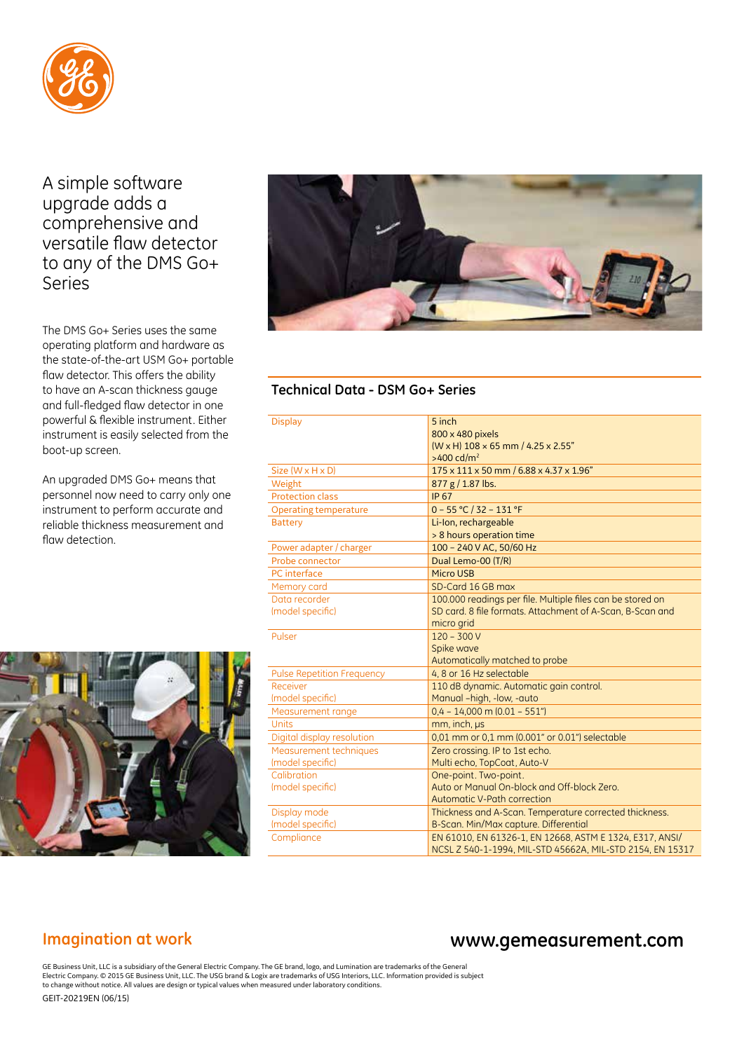## A simple software upgrade adds a comprehensive and versatile flaw detector to any of the DMS Go+ Series

The DMS Go+ Series uses the same operating platform and hardware as the state-of-the-art USM Go+ portable flaw detector. This offers the ability to have an A-scan thickness gauge and full-fledged flaw detector in one powerful & flexible instrument. Either instrument is easily selected from the boot-up screen.

An upgraded DMS Go+ means that personnel now need to carry only one instrument to perform accurate and reliable thickness measurement and flaw detection.

### Technical Data - DSM Go+ Series

| | |
|---|---|
| Display | 5 inch<br>800 x 480 pixels<br>(W x H) 108 × 65 mm / 4.25 x 2.55"<br>>400 cd/m² |
| Size (W x H x D) | 175 x 111 x 50 mm / 6.88 x 4.37 x 1.96" |
| Weight | 877 g / 1.87 lbs. |
| Protection class | IP 67 |
| Operating temperature | 0 – 55 °C / 32 – 131 °F |
| Battery | Li-Ion, rechargeable<br>> 8 hours operation time |
| Power adapter / charger | 100 – 240 V AC, 50/60 Hz |
| Probe connector | Dual Lemo-00 (T/R) |
| PC interface | Micro USB |
| Memory card | SD-Card 16 GB max |
| Data recorder (model specific) | 100.000 readings per file. Multiple files can be stored on SD card. 8 file formats. Attachment of A-Scan, B-Scan and micro grid |
| Pulser | 120 – 300 V<br>Spike wave<br>Automatically matched to probe |
| Pulse Repetition Frequency | 4, 8 or 16 Hz selectable |
| Receiver (model specific) | 110 dB dynamic. Automatic gain control.<br>Manual –high, -low, -auto |
| Measurement range | 0,4 – 14,000 m (0.01 – 551") |
| Units | mm, inch, µs |
| Digital display resolution | 0,01 mm or 0,1 mm (0.001" or 0.01") selectable |
| Measurement techniques (model specific) | Zero crossing. IP to 1st echo.<br>Multi echo, TopCoat, Auto-V |
| Calibration (model specific) | One-point. Two-point.<br>Auto or Manual On-block and Off-block Zero.<br>Automatic V-Path correction |
| Display mode (model specific) | Thickness and A-Scan. Temperature corrected thickness.<br>B-Scan. Min/Max capture. Differential |
| Compliance | EN 61010, EN 61326-1, EN 12668, ASTM E 1324, E317, ANSI/ NCSL Z 540-1-1994, MIL-STD 45662A, MIL-STD 2154, EN 15317 |

**Imagination at work**

**www.gemeasurement.com**

GE Business Unit, LLC is a subsidiary of the General Electric Company. The GE brand, logo, and Lumination are trademarks of the General Electric Company. © 2015 GE Business Unit, LLC. The USG brand & Logix are trademarks of USG Interiors, LLC. Information provided is subject to change without notice. All values are design or typical values when measured under laboratory conditions.

GEIT-20219EN (06/15)